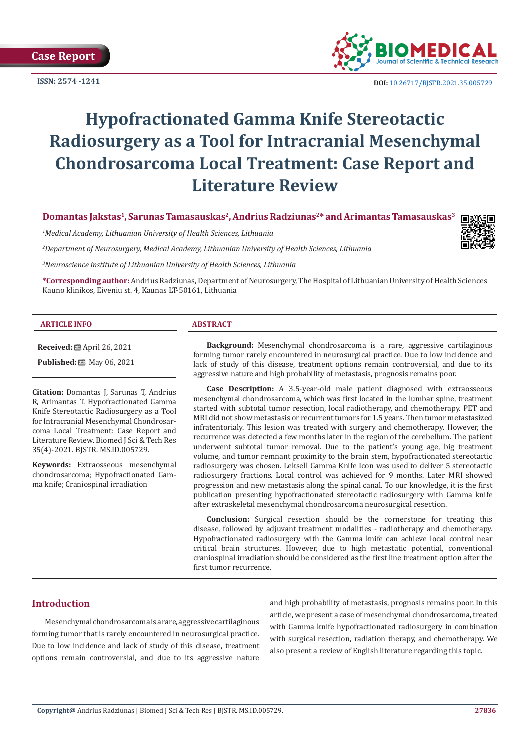Case Report

ISSN: 2574 -1241

DOI: 10.26717/BJSTR.2021.35.005729

# Hypofractionated Gamma Knife Stereotactic Radiosurgery as a Tool for Intracranial Mesenchymal Chondrosarcoma Local Treatment: Case Report and Literature Review

**Domantas Jakstas[1], Sarunas Tamasauskas[2], Andrius Radziunas[2]* and Arimantas Tamasauskas[3]**

[1]*Medical Academy, Lithuanian University of Health Sciences, Lithuania*

[2]*Department of Neurosurgery, Medical Academy, Lithuanian University of Health Sciences, Lithuania*

[3]*Neuroscience institute of Lithuanian University of Health Sciences, Lithuania*

**\*Corresponding author:** Andrius Radziunas, Department of Neurosurgery, The Hospital of Lithuanian University of Health Sciences Kauno klinikos, Eiveniu st. 4, Kaunas LT-50161, Lithuania

**ARTICLE INFO**

**Received:** April 26, 2021

**Published:** May 06, 2021

**Citation:** Domantas J, Sarunas T, Andrius R, Arimantas T. Hypofractionated Gamma Knife Stereotactic Radiosurgery as a Tool for Intracranial Mesenchymal Chondrosarcoma Local Treatment: Case Report and Literature Review. Biomed J Sci & Tech Res 35(4)-2021. BJSTR. MS.ID.005729.

**Keywords:** Extraosseous mesenchymal chondrosarcoma; Hypofractionated Gamma knife; Craniospinal irradiation

**ABSTRACT**

**Background:** Mesenchymal chondrosarcoma is a rare, aggressive cartilaginous forming tumor rarely encountered in neurosurgical practice. Due to low incidence and lack of study of this disease, treatment options remain controversial, and due to its aggressive nature and high probability of metastasis, prognosis remains poor.

**Case Description:** A 3.5-year-old male patient diagnosed with extraosseous mesenchymal chondrosarcoma, which was first located in the lumbar spine, treatment started with subtotal tumor resection, local radiotherapy, and chemotherapy. PET and MRI did not show metastasis or recurrent tumors for 1.5 years. Then tumor metastasized infratentorialy. This lesion was treated with surgery and chemotherapy. However, the recurrence was detected a few months later in the region of the cerebellum. The patient underwent subtotal tumor removal. Due to the patient's young age, big treatment volume, and tumor remnant proximity to the brain stem, hypofractionated stereotactic radiosurgery was chosen. Leksell Gamma Knife Icon was used to deliver 5 stereotactic radiosurgery fractions. Local control was achieved for 9 months. Later MRI showed progression and new metastasis along the spinal canal. To our knowledge, it is the first publication presenting hypofractionated stereotactic radiosurgery with Gamma knife after extraskeletal mesenchymal chondrosarcoma neurosurgical resection.

**Conclusion:** Surgical resection should be the cornerstone for treating this disease, followed by adjuvant treatment modalities - radiotherapy and chemotherapy. Hypofractionated radiosurgery with the Gamma knife can achieve local control near critical brain structures. However, due to high metastatic potential, conventional craniospinal irradiation should be considered as the first line treatment option after the first tumor recurrence.

## Introduction

Mesenchymal chondrosarcoma is a rare, aggressive cartilaginous forming tumor that is rarely encountered in neurosurgical practice. Due to low incidence and lack of study of this disease, treatment options remain controversial, and due to its aggressive nature and high probability of metastasis, prognosis remains poor. In this article, we present a case of mesenchymal chondrosarcoma, treated with Gamma knife hypofractionated radiosurgery in combination with surgical resection, radiation therapy, and chemotherapy. We also present a review of English literature regarding this topic.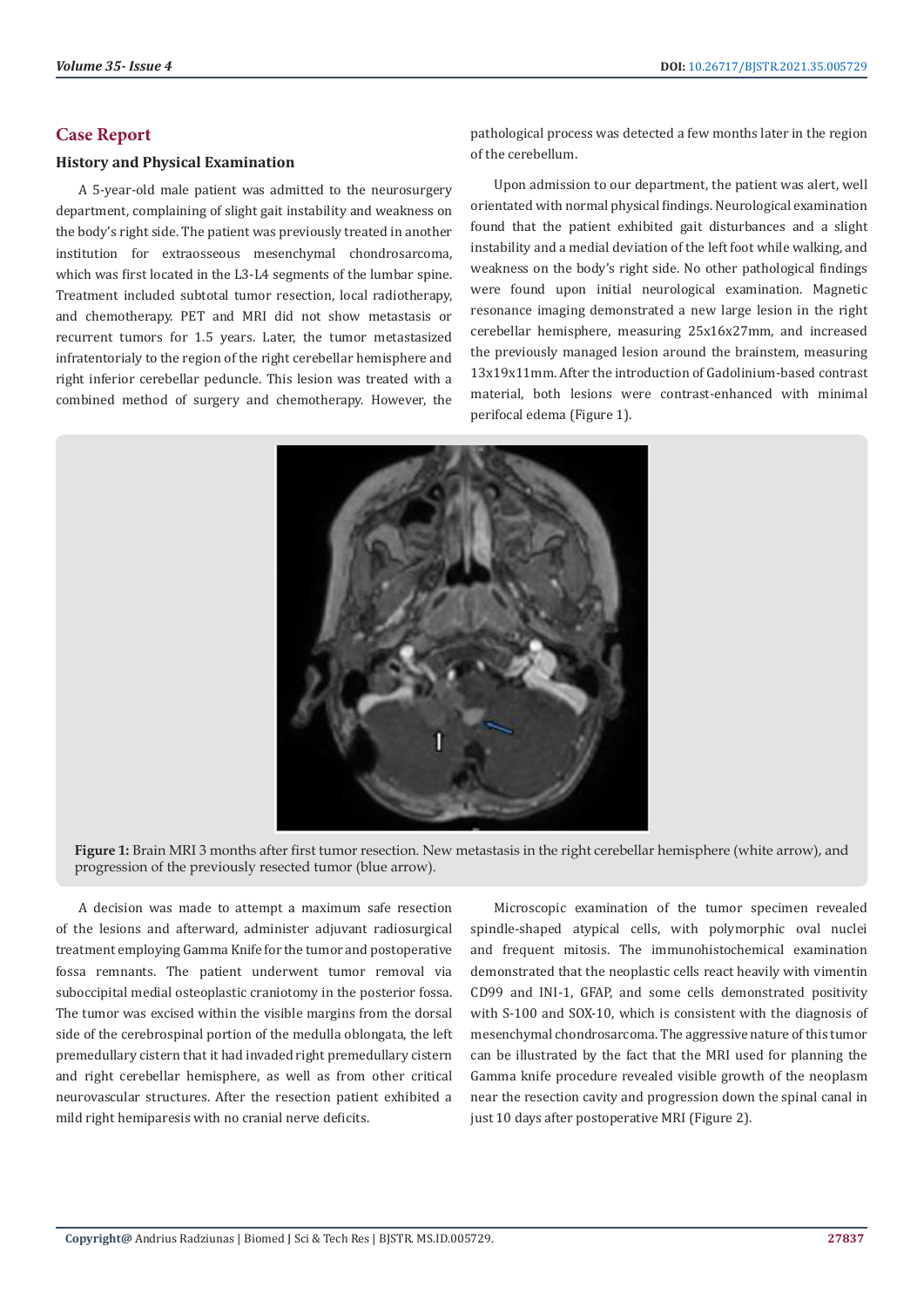## Case Report

### History and Physical Examination

A 5-year-old male patient was admitted to the neurosurgery department, complaining of slight gait instability and weakness on the body's right side. The patient was previously treated in another institution for extraosseous mesenchymal chondrosarcoma, which was first located in the L3-L4 segments of the lumbar spine. Treatment included subtotal tumor resection, local radiotherapy, and chemotherapy. PET and MRI did not show metastasis or recurrent tumors for 1.5 years. Later, the tumor metastasized infratentorialy to the region of the right cerebellar hemisphere and right inferior cerebellar peduncle. This lesion was treated with a combined method of surgery and chemotherapy. However, the pathological process was detected a few months later in the region of the cerebellum.

Upon admission to our department, the patient was alert, well orientated with normal physical findings. Neurological examination found that the patient exhibited gait disturbances and a slight instability and a medial deviation of the left foot while walking, and weakness on the body's right side. No other pathological findings were found upon initial neurological examination. Magnetic resonance imaging demonstrated a new large lesion in the right cerebellar hemisphere, measuring 25x16x27mm, and increased the previously managed lesion around the brainstem, measuring 13x19x11mm. After the introduction of Gadolinium-based contrast material, both lesions were contrast-enhanced with minimal perifocal edema (Figure 1).

**Figure 1:** Brain MRI 3 months after first tumor resection. New metastasis in the right cerebellar hemisphere (white arrow), and progression of the previously resected tumor (blue arrow).

A decision was made to attempt a maximum safe resection of the lesions and afterward, administer adjuvant radiosurgical treatment employing Gamma Knife for the tumor and postoperative fossa remnants. The patient underwent tumor removal via suboccipital medial osteoplastic craniotomy in the posterior fossa. The tumor was excised within the visible margins from the dorsal side of the cerebrospinal portion of the medulla oblongata, the left premedullary cistern that it had invaded right premedullary cistern and right cerebellar hemisphere, as well as from other critical neurovascular structures. After the resection patient exhibited a mild right hemiparesis with no cranial nerve deficits.

Microscopic examination of the tumor specimen revealed spindle-shaped atypical cells, with polymorphic oval nuclei and frequent mitosis. The immunohistochemical examination demonstrated that the neoplastic cells react heavily with vimentin CD99 and INI-1, GFAP, and some cells demonstrated positivity with S-100 and SOX-10, which is consistent with the diagnosis of mesenchymal chondrosarcoma. The aggressive nature of this tumor can be illustrated by the fact that the MRI used for planning the Gamma knife procedure revealed visible growth of the neoplasm near the resection cavity and progression down the spinal canal in just 10 days after postoperative MRI (Figure 2).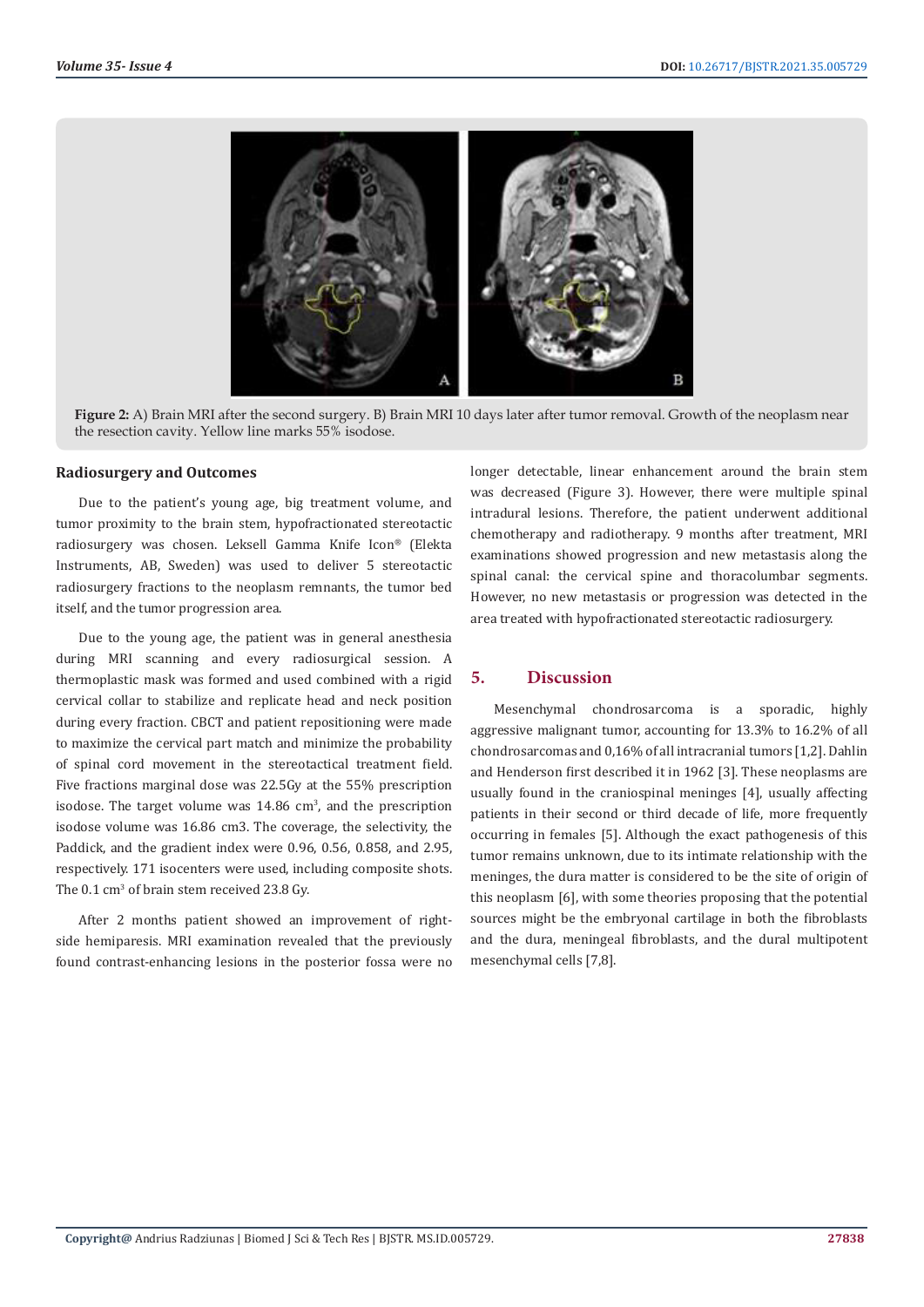**Figure 2:** A) Brain MRI after the second surgery. B) Brain MRI 10 days later after tumor removal. Growth of the neoplasm near the resection cavity. Yellow line marks 55% isodose.

### Radiosurgery and Outcomes

Due to the patient's young age, big treatment volume, and tumor proximity to the brain stem, hypofractionated stereotactic radiosurgery was chosen. Leksell Gamma Knife Icon® (Elekta Instruments, AB, Sweden) was used to deliver 5 stereotactic radiosurgery fractions to the neoplasm remnants, the tumor bed itself, and the tumor progression area.

Due to the young age, the patient was in general anesthesia during MRI scanning and every radiosurgical session. A thermoplastic mask was formed and used combined with a rigid cervical collar to stabilize and replicate head and neck position during every fraction. CBCT and patient repositioning were made to maximize the cervical part match and minimize the probability of spinal cord movement in the stereotactical treatment field. Five fractions marginal dose was 22.5Gy at the 55% prescription isodose. The target volume was 14.86 $cm^3$, and the prescription isodose volume was 16.86 cm3. The coverage, the selectivity, the Paddick, and the gradient index were 0.96, 0.56, 0.858, and 2.95, respectively. 171 isocenters were used, including composite shots. The 0.1 $cm^3$ of brain stem received 23.8 Gy.

After 2 months patient showed an improvement of right-side hemiparesis. MRI examination revealed that the previously found contrast-enhancing lesions in the posterior fossa were no longer detectable, linear enhancement around the brain stem was decreased (Figure 3). However, there were multiple spinal intradural lesions. Therefore, the patient underwent additional chemotherapy and radiotherapy. 9 months after treatment, MRI examinations showed progression and new metastasis along the spinal canal: the cervical spine and thoracolumbar segments. However, no new metastasis or progression was detected in the area treated with hypofractionated stereotactic radiosurgery.

## 5. Discussion

Mesenchymal chondrosarcoma is a sporadic, highly aggressive malignant tumor, accounting for 13.3% to 16.2% of all chondrosarcomas and 0,16% of all intracranial tumors [1,2]. Dahlin and Henderson first described it in 1962 [3]. These neoplasms are usually found in the craniospinal meninges [4], usually affecting patients in their second or third decade of life, more frequently occurring in females [5]. Although the exact pathogenesis of this tumor remains unknown, due to its intimate relationship with the meninges, the dura matter is considered to be the site of origin of this neoplasm [6], with some theories proposing that the potential sources might be the embryonal cartilage in both the fibroblasts and the dura, meningeal fibroblasts, and the dural multipotent mesenchymal cells [7,8].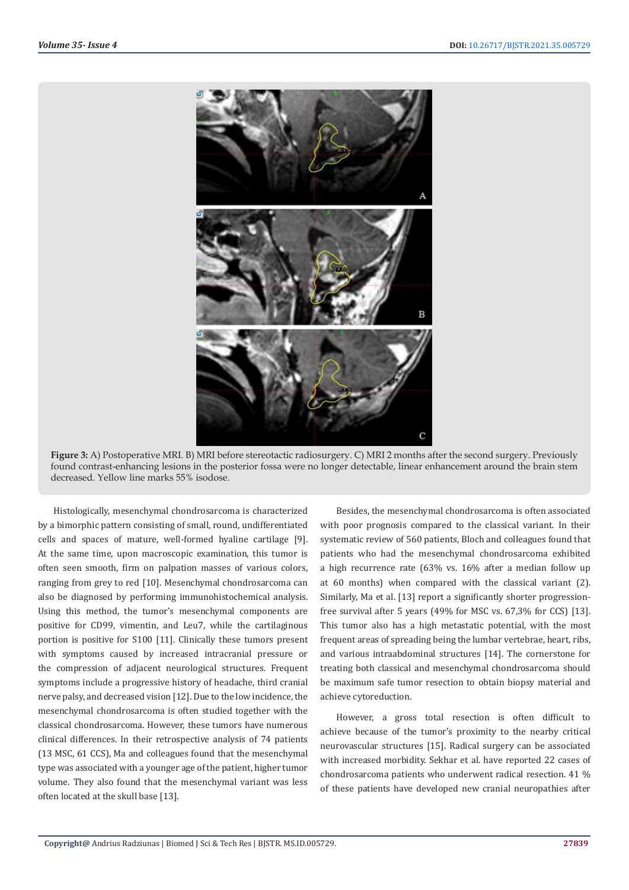**Figure 3:** A) Postoperative MRI. B) MRI before stereotactic radiosurgery. C) MRI 2 months after the second surgery. Previously found contrast-enhancing lesions in the posterior fossa were no longer detectable, linear enhancement around the brain stem decreased. Yellow line marks 55% isodose.

Histologically, mesenchymal chondrosarcoma is characterized by a bimorphic pattern consisting of small, round, undifferentiated cells and spaces of mature, well-formed hyaline cartilage [9]. At the same time, upon macroscopic examination, this tumor is often seen smooth, firm on palpation masses of various colors, ranging from grey to red [10]. Mesenchymal chondrosarcoma can also be diagnosed by performing immunohistochemical analysis. Using this method, the tumor's mesenchymal components are positive for CD99, vimentin, and Leu7, while the cartilaginous portion is positive for S100 [11]. Clinically these tumors present with symptoms caused by increased intracranial pressure or the compression of adjacent neurological structures. Frequent symptoms include a progressive history of headache, third cranial nerve palsy, and decreased vision [12]. Due to the low incidence, the mesenchymal chondrosarcoma is often studied together with the classical chondrosarcoma. However, these tumors have numerous clinical differences. In their retrospective analysis of 74 patients (13 MSC, 61 CCS), Ma and colleagues found that the mesenchymal type was associated with a younger age of the patient, higher tumor volume. They also found that the mesenchymal variant was less often located at the skull base [13].

Besides, the mesenchymal chondrosarcoma is often associated with poor prognosis compared to the classical variant. In their systematic review of 560 patients, Bloch and colleagues found that patients who had the mesenchymal chondrosarcoma exhibited a high recurrence rate (63% vs. 16% after a median follow up at 60 months) when compared with the classical variant (2). Similarly, Ma et al. [13] report a significantly shorter progression-free survival after 5 years (49% for MSC vs. 67,3% for CCS) [13]. This tumor also has a high metastatic potential, with the most frequent areas of spreading being the lumbar vertebrae, heart, ribs, and various intraabdominal structures [14]. The cornerstone for treating both classical and mesenchymal chondrosarcoma should be maximum safe tumor resection to obtain biopsy material and achieve cytoreduction.

However, a gross total resection is often difficult to achieve because of the tumor's proximity to the nearby critical neurovascular structures [15]. Radical surgery can be associated with increased morbidity. Sekhar et al. have reported 22 cases of chondrosarcoma patients who underwent radical resection. 41 % of these patients have developed new cranial neuropathies after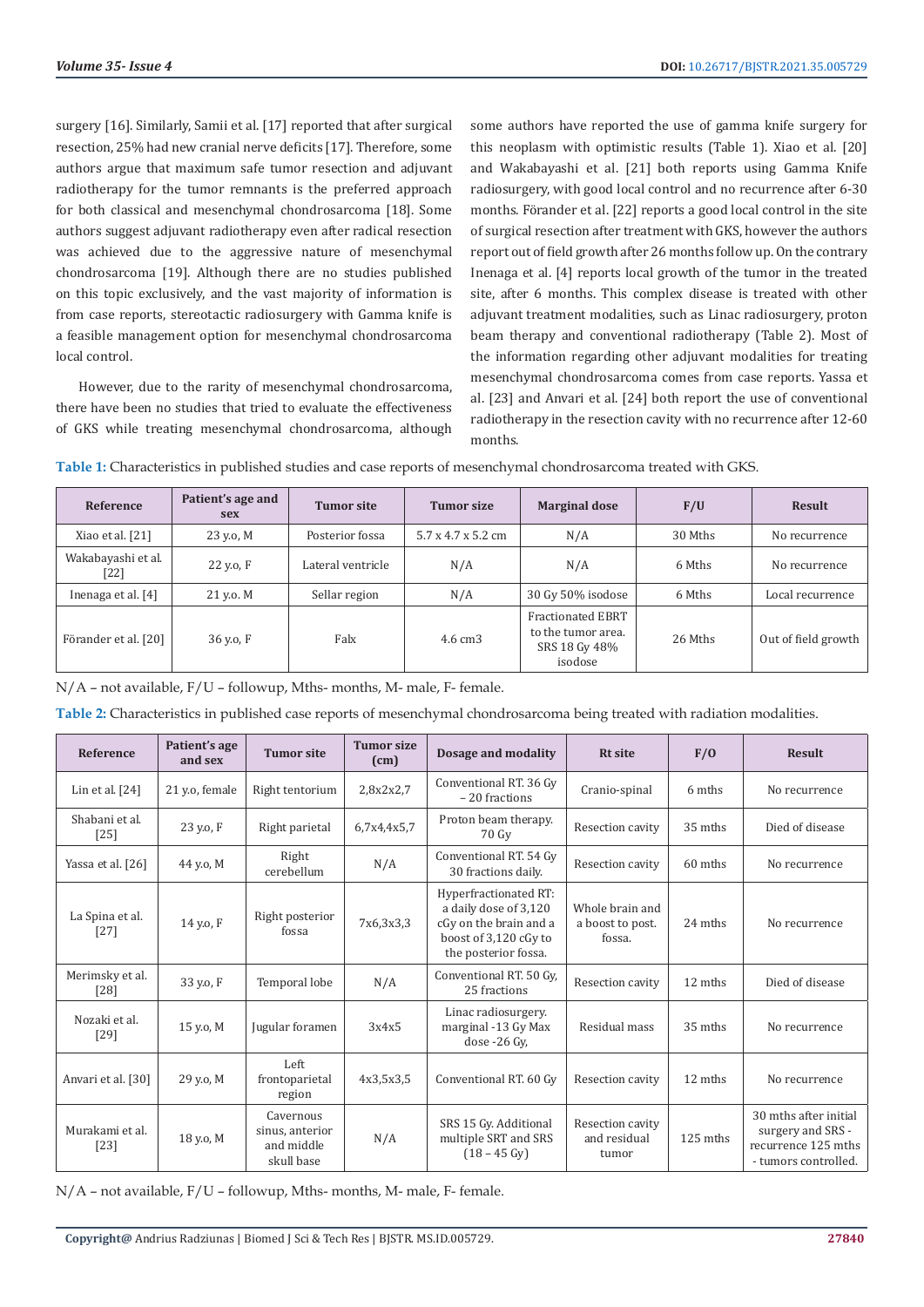surgery [16]. Similarly, Samii et al. [17] reported that after surgical resection, 25% had new cranial nerve deficits [17]. Therefore, some authors argue that maximum safe tumor resection and adjuvant radiotherapy for the tumor remnants is the preferred approach for both classical and mesenchymal chondrosarcoma [18]. Some authors suggest adjuvant radiotherapy even after radical resection was achieved due to the aggressive nature of mesenchymal chondrosarcoma [19]. Although there are no studies published on this topic exclusively, and the vast majority of information is from case reports, stereotactic radiosurgery with Gamma knife is a feasible management option for mesenchymal chondrosarcoma local control.

However, due to the rarity of mesenchymal chondrosarcoma, there have been no studies that tried to evaluate the effectiveness of GKS while treating mesenchymal chondrosarcoma, although some authors have reported the use of gamma knife surgery for this neoplasm with optimistic results (Table 1). Xiao et al. [20] and Wakabayashi et al. [21] both reports using Gamma Knife radiosurgery, with good local control and no recurrence after 6-30 months. Förander et al. [22] reports a good local control in the site of surgical resection after treatment with GKS, however the authors report out of field growth after 26 months follow up. On the contrary Inenaga et al. [4] reports local growth of the tumor in the treated site, after 6 months. This complex disease is treated with other adjuvant treatment modalities, such as Linac radiosurgery, proton beam therapy and conventional radiotherapy (Table 2). Most of the information regarding other adjuvant modalities for treating mesenchymal chondrosarcoma comes from case reports. Yassa et al. [23] and Anvari et al. [24] both report the use of conventional radiotherapy in the resection cavity with no recurrence after 12-60 months.

**Table 1:** Characteristics in published studies and case reports of mesenchymal chondrosarcoma treated with GKS.

| Reference | Patient's age and sex | Tumor site | Tumor size | Marginal dose | F/U | Result |
|---|---|---|---|---|---|---|
| Xiao et al. [21] | 23 y.o, M | Posterior fossa | 5.7 x 4.7 x 5.2 cm | N/A | 30 Mths | No recurrence |
| Wakabayashi et al. [22] | 22 y.o, F | Lateral ventricle | N/A | N/A | 6 Mths | No recurrence |
| Inenaga et al. [4] | 21 y.o. M | Sellar region | N/A | 30 Gy 50% isodose | 6 Mths | Local recurrence |
| Förander et al. [20] | 36 y.o, F | Falx | 4.6 cm3 | Fractionated EBRT to the tumor area. SRS 18 Gy 48% isodose | 26 Mths | Out of field growth |

N/A – not available, F/U – followup, Mths- months, M- male, F- female.

**Table 2:** Characteristics in published case reports of mesenchymal chondrosarcoma being treated with radiation modalities.

| Reference | Patient's age and sex | Tumor site | Tumor size (cm) | Dosage and modality | Rt site | F/O | Result |
|---|---|---|---|---|---|---|---|
| Lin et al. [24] | 21 y.o, female | Right tentorium | 2,8x2x2,7 | Conventional RT. 36 Gy – 20 fractions | Cranio-spinal | 6 mths | No recurrence |
| Shabani et al. [25] | 23 y.o, F | Right parietal | 6,7x4,4x5,7 | Proton beam therapy. 70 Gy | Resection cavity | 35 mths | Died of disease |
| Yassa et al. [26] | 44 y.o, M | Right cerebellum | N/A | Conventional RT. 54 Gy 30 fractions daily. | Resection cavity | 60 mths | No recurrence |
| La Spina et al. [27] | 14 y.o, F | Right posterior fossa | 7x6,3x3,3 | Hyperfractionated RT: a daily dose of 3,120 cGy on the brain and a boost of 3,120 cGy to the posterior fossa. | Whole brain and a boost to post. fossa. | 24 mths | No recurrence |
| Merimsky et al. [28] | 33 y.o, F | Temporal lobe | N/A | Conventional RT. 50 Gy, 25 fractions | Resection cavity | 12 mths | Died of disease |
| Nozaki et al. [29] | 15 y.o, M | Jugular foramen | 3x4x5 | Linac radiosurgery. marginal -13 Gy Max dose -26 Gy, | Residual mass | 35 mths | No recurrence |
| Anvari et al. [30] | 29 y.o, M | Left frontoparietal region | 4x3,5x3,5 | Conventional RT. 60 Gy | Resection cavity | 12 mths | No recurrence |
| Murakami et al. [23] | 18 y.o, M | Cavernous sinus, anterior and middle skull base | N/A | SRS 15 Gy. Additional multiple SRT and SRS (18 – 45 Gy) | Resection cavity and residual tumor | 125 mths | 30 mths after initial surgery and SRS - recurrence 125 mths - tumors controlled. |

N/A – not available, F/U – followup, Mths- months, M- male, F- female.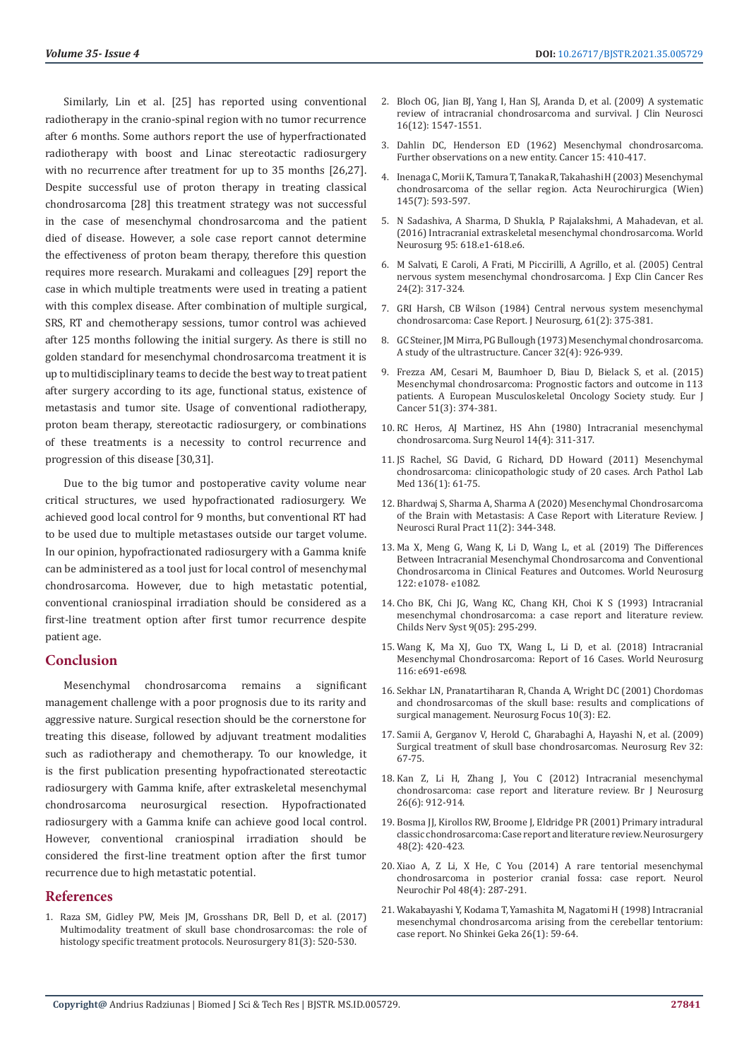Similarly, Lin et al. [25] has reported using conventional radiotherapy in the cranio-spinal region with no tumor recurrence after 6 months. Some authors report the use of hyperfractionated radiotherapy with boost and Linac stereotactic radiosurgery with no recurrence after treatment for up to 35 months [26,27]. Despite successful use of proton therapy in treating classical chondrosarcoma [28] this treatment strategy was not successful in the case of mesenchymal chondrosarcoma and the patient died of disease. However, a sole case report cannot determine the effectiveness of proton beam therapy, therefore this question requires more research. Murakami and colleagues [29] report the case in which multiple treatments were used in treating a patient with this complex disease. After combination of multiple surgical, SRS, RT and chemotherapy sessions, tumor control was achieved after 125 months following the initial surgery. As there is still no golden standard for mesenchymal chondrosarcoma treatment it is up to multidisciplinary teams to decide the best way to treat patient after surgery according to its age, functional status, existence of metastasis and tumor site. Usage of conventional radiotherapy, proton beam therapy, stereotactic radiosurgery, or combinations of these treatments is a necessity to control recurrence and progression of this disease [30,31].

Due to the big tumor and postoperative cavity volume near critical structures, we used hypofractionated radiosurgery. We achieved good local control for 9 months, but conventional RT had to be used due to multiple metastases outside our target volume. In our opinion, hypofractionated radiosurgery with a Gamma knife can be administered as a tool just for local control of mesenchymal chondrosarcoma. However, due to high metastatic potential, conventional craniospinal irradiation should be considered as a first-line treatment option after first tumor recurrence despite patient age.

## Conclusion

Mesenchymal chondrosarcoma remains a significant management challenge with a poor prognosis due to its rarity and aggressive nature. Surgical resection should be the cornerstone for treating this disease, followed by adjuvant treatment modalities such as radiotherapy and chemotherapy. To our knowledge, it is the first publication presenting hypofractionated stereotactic radiosurgery with Gamma knife, after extraskeletal mesenchymal chondrosarcoma neurosurgical resection. Hypofractionated radiosurgery with a Gamma knife can achieve good local control. However, conventional craniospinal irradiation should be considered the first-line treatment option after the first tumor recurrence due to high metastatic potential.

## References

1. Raza SM, Gidley PW, Meis JM, Grosshans DR, Bell D, et al. (2017) Multimodality treatment of skull base chondrosarcomas: the role of histology specific treatment protocols. Neurosurgery 81(3): 520-530.
2. Bloch OG, Jian BJ, Yang I, Han SJ, Aranda D, et al. (2009) A systematic review of intracranial chondrosarcoma and survival. J Clin Neurosci 16(12): 1547-1551.
3. Dahlin DC, Henderson ED (1962) Mesenchymal chondrosarcoma. Further observations on a new entity. Cancer 15: 410-417.
4. Inenaga C, Morii K, Tamura T, Tanaka R, Takahashi H (2003) Mesenchymal chondrosarcoma of the sellar region. Acta Neurochirurgica (Wien) 145(7): 593-597.
5. N Sadashiva, A Sharma, D Shukla, P Rajalakshmi, A Mahadevan, et al. (2016) Intracranial extraskeletal mesenchymal chondrosarcoma. World Neurosurg 95: 618.e1-618.e6.
6. M Salvati, E Caroli, A Frati, M Piccirilli, A Agrillo, et al. (2005) Central nervous system mesenchymal chondrosarcoma. J Exp Clin Cancer Res 24(2): 317-324.
7. GRI Harsh, CB Wilson (1984) Central nervous system mesenchymal chondrosarcoma: Case Report. J Neurosurg, 61(2): 375-381.
8. GC Steiner, JM Mirra, PG Bullough (1973) Mesenchymal chondrosarcoma. A study of the ultrastructure. Cancer 32(4): 926-939.
9. Frezza AM, Cesari M, Baumhoer D, Biau D, Bielack S, et al. (2015) Mesenchymal chondrosarcoma: Prognostic factors and outcome in 113 patients. A European Musculoskeletal Oncology Society study. Eur J Cancer 51(3): 374-381.
10. RC Heros, AJ Martinez, HS Ahn (1980) Intracranial mesenchymal chondrosarcoma. Surg Neurol 14(4): 311-317.
11. JS Rachel, SG David, G Richard, DD Howard (2011) Mesenchymal chondrosarcoma: clinicopathologic study of 20 cases. Arch Pathol Lab Med 136(1): 61-75.
12. Bhardwaj S, Sharma A, Sharma A (2020) Mesenchymal Chondrosarcoma of the Brain with Metastasis: A Case Report with Literature Review. J Neurosci Rural Pract 11(2): 344-348.
13. Ma X, Meng G, Wang K, Li D, Wang L, et al. (2019) The Differences Between Intracranial Mesenchymal Chondrosarcoma and Conventional Chondrosarcoma in Clinical Features and Outcomes. World Neurosurg 122: e1078- e1082.
14. Cho BK, Chi JG, Wang KC, Chang KH, Choi K S (1993) Intracranial mesenchymal chondrosarcoma: a case report and literature review. Childs Nerv Syst 9(05): 295-299.
15. Wang K, Ma XJ, Guo TX, Wang L, Li D, et al. (2018) Intracranial Mesenchymal Chondrosarcoma: Report of 16 Cases. World Neurosurg 116: e691-e698.
16. Sekhar LN, Pranatartiharan R, Chanda A, Wright DC (2001) Chordomas and chondrosarcomas of the skull base: results and complications of surgical management. Neurosurg Focus 10(3): E2.
17. Samii A, Gerganov V, Herold C, Gharabaghi A, Hayashi N, et al. (2009) Surgical treatment of skull base chondrosarcomas. Neurosurg Rev 32: 67-75.
18. Kan Z, Li H, Zhang J, You C (2012) Intracranial mesenchymal chondrosarcoma: case report and literature review. Br J Neurosurg 26(6): 912-914.
19. Bosma JJ, Kirollos RW, Broome J, Eldridge PR (2001) Primary intradural classic chondrosarcoma: Case report and literature review. Neurosurgery 48(2): 420-423.
20. Xiao A, Z Li, X He, C You (2014) A rare tentorial mesenchymal chondrosarcoma in posterior cranial fossa: case report. Neurol Neurochir Pol 48(4): 287-291.
21. Wakabayashi Y, Kodama T, Yamashita M, Nagatomi H (1998) Intracranial mesenchymal chondrosarcoma arising from the cerebellar tentorium: case report. No Shinkei Geka 26(1): 59-64.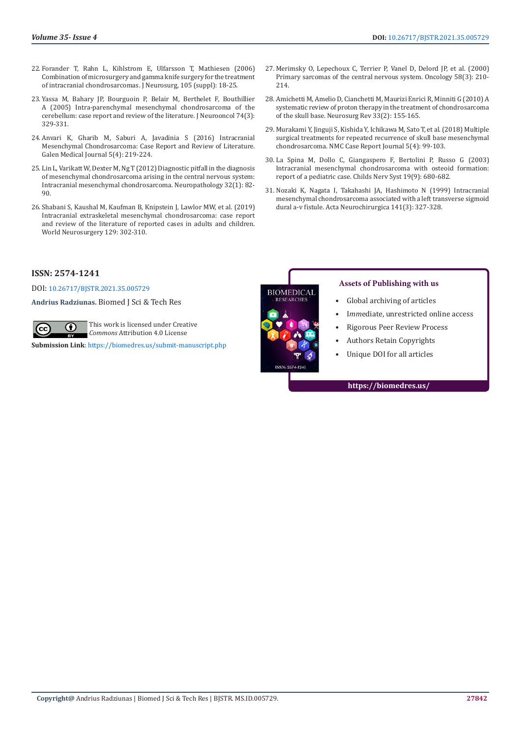22. Forander T, Rahn L, Kihlstrom E, Ulfarsson T, Mathiesen (2006) Combination of microsurgery and gamma knife surgery for the treatment of intracranial chondrosarcomas. J Neurosurg, 105 (suppl): 18-25.
23. Yassa M, Bahary JP, Bourguoin P, Belair M, Berthelet F, Bouthillier A (2005) Intra-parenchymal mesenchymal chondrosarcoma of the cerebellum: case report and review of the literature. J Neurooncol 74(3): 329-331.
24. Anvari K, Gharib M, Saburi A, Javadinia S (2016) Intracranial Mesenchymal Chondrosarcoma: Case Report and Review of Literature. Galen Medical Journal 5(4): 219-224.
25. Lin L, Varikatt W, Dexter M, Ng T (2012) Diagnostic pitfall in the diagnosis of mesenchymal chondrosarcoma arising in the central nervous system: Intracranial mesenchymal chondrosarcoma. Neuropathology 32(1): 82-90.
26. Shabani S, Kaushal M, Kaufman B, Knipstein J, Lawlor MW, et al. (2019) Intracranial extraskeletal mesenchymal chondrosarcoma: case report and review of the literature of reported cases in adults and children. World Neurosurgery 129: 302-310.
27. Merimsky O, Lepechoux C, Terrier P, Vanel D, Delord JP, et al. (2000) Primary sarcomas of the central nervous system. Oncology 58(3): 210-214.
28. Amichetti M, Amelio D, Cianchetti M, Maurizi Enrici R, Minniti G (2010) A systematic review of proton therapy in the treatment of chondrosarcoma of the skull base. Neurosurg Rev 33(2): 155-165.
29. Murakami Y, Jinguji S, Kishida Y, Ichikawa M, Sato T, et al. (2018) Multiple surgical treatments for repeated recurrence of skull base mesenchymal chondrosarcoma. NMC Case Report Journal 5(4): 99-103.
30. La Spina M, Dollo C, Giangaspero F, Bertolini P, Russo G (2003) Intracranial mesenchymal chondrosarcoma with osteoid formation: report of a pediatric case. Childs Nerv Syst 19(9): 680-682.
31. Nozaki K, Nagata I, Takahashi JA, Hashimoto N (1999) Intracranial mesenchymal chondrosarcoma associated with a left transverse sigmoid dural a-v fistule. Acta Neurochirurgica 141(3): 327-328.

**ISSN: 2574-1241**

DOI: 10.26717/BJSTR.2021.35.005729

**Andrius Radziunas.** Biomed J Sci & Tech Res

This work is licensed under Creative *Commons* Attribution 4.0 License

**Submission Link**: https://biomedres.us/submit-manuscript.php

**Assets of Publishing with us**

- Global archiving of articles
- Immediate, unrestricted online access
- Rigorous Peer Review Process
- Authors Retain Copyrights
- Unique DOI for all articles

**https://biomedres.us/**